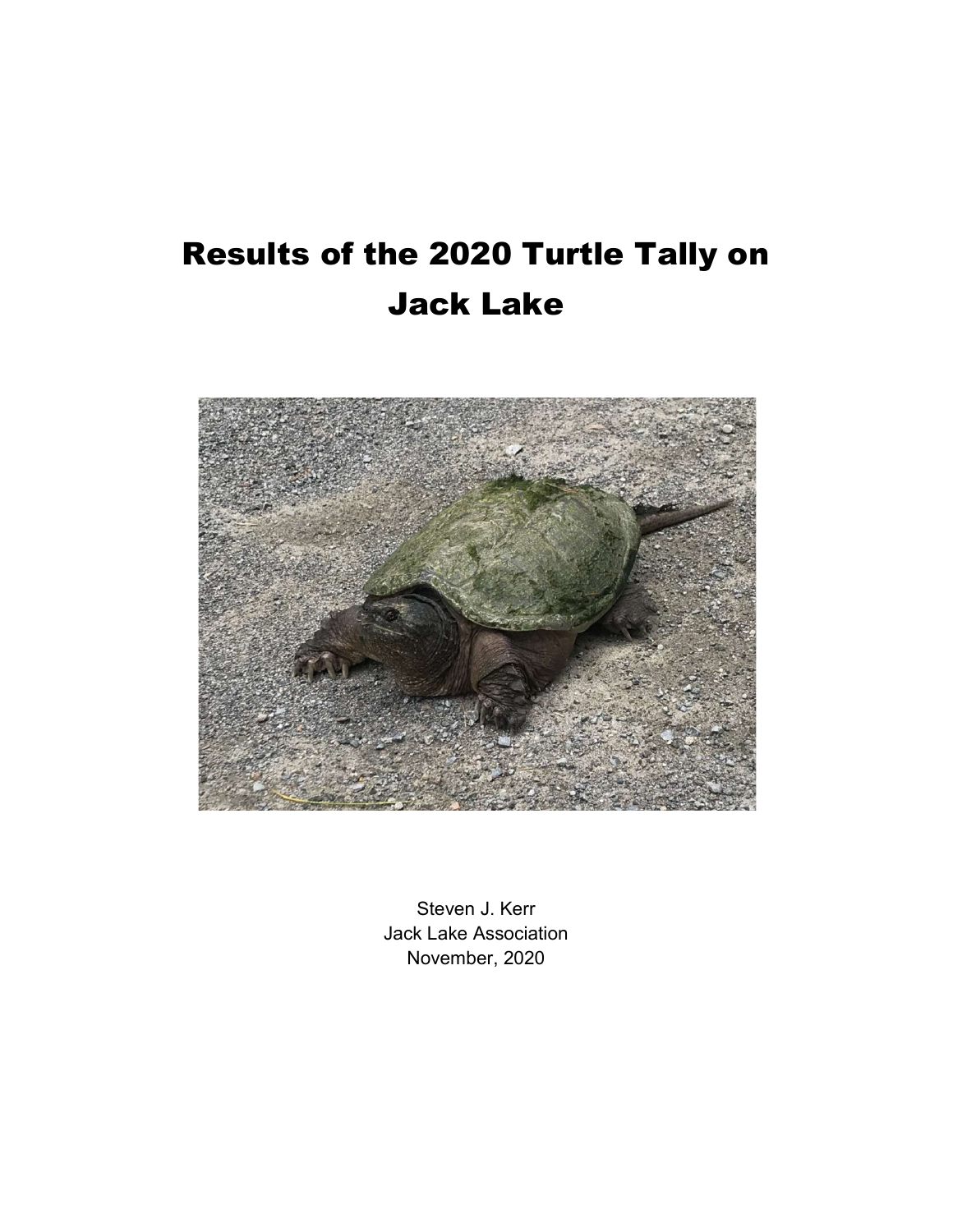# Results of the 2020 Turtle Tally on Jack Lake

Steven J. Kerr
Jack Lake Association
November, 2020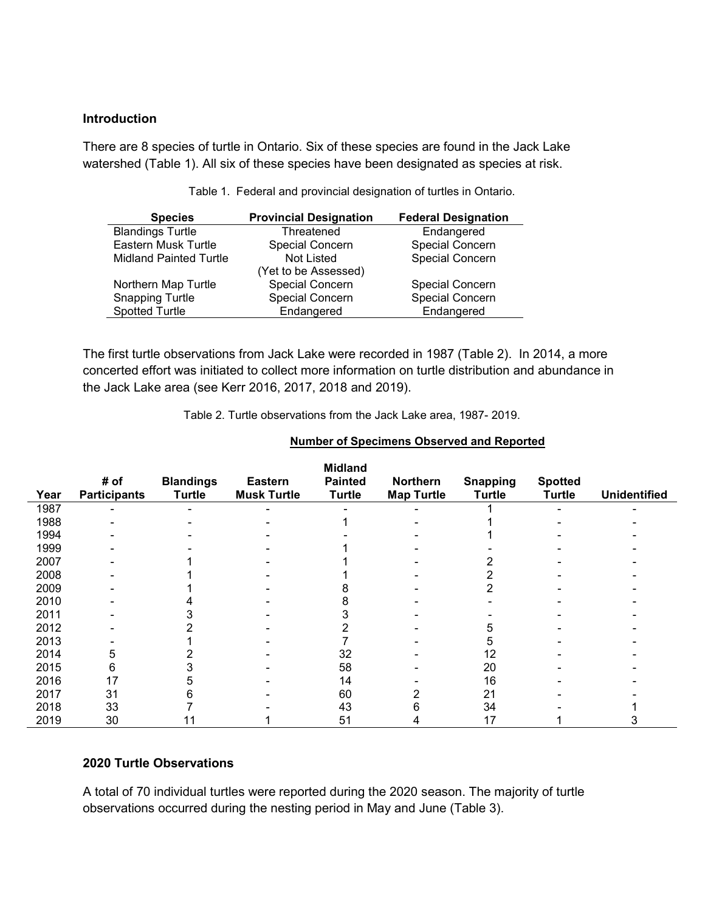### Introduction

There are 8 species of turtle in Ontario. Six of these species are found in the Jack Lake watershed (Table 1). All six of these species have been designated as species at risk.

Table 1. Federal and provincial designation of turtles in Ontario.

| Species | Provincial Designation | Federal Designation |
|---|---|---|
| Blandings Turtle | Threatened | Endangered |
| Eastern Musk Turtle | Special Concern | Special Concern |
| Midland Painted Turtle | Not Listed (Yet to be Assessed) | Special Concern |
| Northern Map Turtle | Special Concern | Special Concern |
| Snapping Turtle | Special Concern | Special Concern |
| Spotted Turtle | Endangered | Endangered |

The first turtle observations from Jack Lake were recorded in 1987 (Table 2). In 2014, a more concerted effort was initiated to collect more information on turtle distribution and abundance in the Jack Lake area (see Kerr 2016, 2017, 2018 and 2019).

Table 2. Turtle observations from the Jack Lake area, 1987- 2019.

| | | Number of Specimens Observed and Reported | | | | | | |
|---|---|---|---|---|---|---|---|---|
| Year | # of Participants | Blandings Turtle | Eastern Musk Turtle | Midland Painted Turtle | Northern Map Turtle | Snapping Turtle | Spotted Turtle | Unidentified |
| 1987 | - | - | - | - | - | 1 | - | - |
| 1988 | - | - | - | 1 | - | 1 | - | - |
| 1994 | - | - | - | - | - | 1 | - | - |
| 1999 | - | - | - | 1 | - | - | - | - |
| 2007 | - | 1 | - | 1 | - | 2 | - | - |
| 2008 | - | 1 | - | 1 | - | 2 | - | - |
| 2009 | - | 1 | - | 8 | - | 2 | - | - |
| 2010 | - | 4 | - | 8 | - | - | - | - |
| 2011 | - | 3 | - | 3 | - | - | - | - |
| 2012 | - | 2 | - | 2 | - | 5 | - | - |
| 2013 | - | 1 | - | 7 | - | 5 | - | - |
| 2014 | 5 | 2 | - | 32 | - | 12 | - | - |
| 2015 | 6 | 3 | - | 58 | - | 20 | - | - |
| 2016 | 17 | 5 | - | 14 | - | 16 | - | - |
| 2017 | 31 | 6 | - | 60 | 2 | 21 | - | - |
| 2018 | 33 | 7 | - | 43 | 6 | 34 | - | 1 |
| 2019 | 30 | 11 | 1 | 51 | 4 | 17 | 1 | 3 |

### 2020 Turtle Observations

A total of 70 individual turtles were reported during the 2020 season. The majority of turtle observations occurred during the nesting period in May and June (Table 3).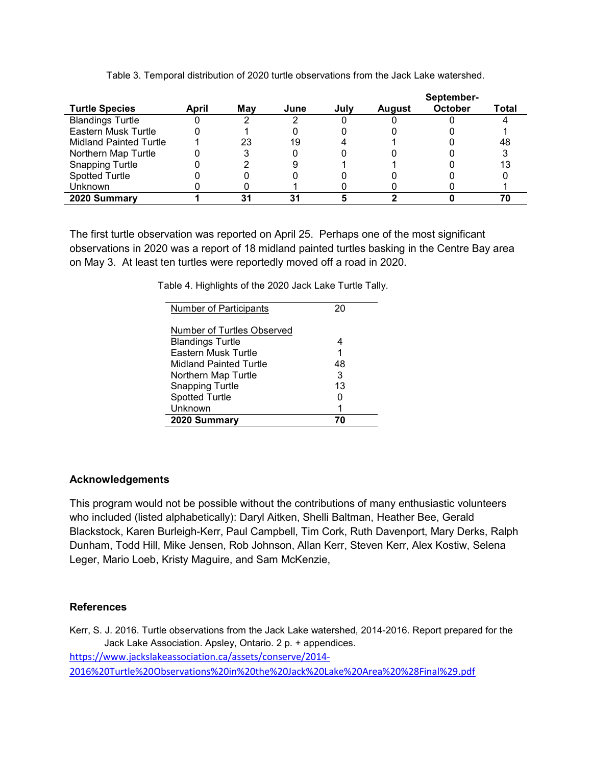Table 3. Temporal distribution of 2020 turtle observations from the Jack Lake watershed.

| Turtle Species | April | May | June | July | August | September-October | Total |
|---|---|---|---|---|---|---|---|
| Blandings Turtle | 0 | 2 | 2 | 0 | 0 | 0 | 4 |
| Eastern Musk Turtle | 0 | 1 | 0 | 0 | 0 | 0 | 1 |
| Midland Painted Turtle | 1 | 23 | 19 | 4 | 1 | 0 | 48 |
| Northern Map Turtle | 0 | 3 | 0 | 0 | 0 | 0 | 3 |
| Snapping Turtle | 0 | 2 | 9 | 1 | 1 | 0 | 13 |
| Spotted Turtle | 0 | 0 | 0 | 0 | 0 | 0 | 0 |
| Unknown | 0 | 0 | 1 | 0 | 0 | 0 | 1 |
| **2020 Summary** | **1** | **31** | **31** | **5** | **2** | **0** | **70** |

The first turtle observation was reported on April 25. Perhaps one of the most significant observations in 2020 was a report of 18 midland painted turtles basking in the Centre Bay area on May 3. At least ten turtles were reportedly moved off a road in 2020.

Table 4. Highlights of the 2020 Jack Lake Turtle Tally.

| | |
|---|---|
| Number of Participants | 20 |
| | |
| Number of Turtles Observed | |
| Blandings Turtle | 4 |
| Eastern Musk Turtle | 1 |
| Midland Painted Turtle | 48 |
| Northern Map Turtle | 3 |
| Snapping Turtle | 13 |
| Spotted Turtle | 0 |
| Unknown | 1 |
| **2020 Summary** | **70** |

## Acknowledgements

This program would not be possible without the contributions of many enthusiastic volunteers who included (listed alphabetically): Daryl Aitken, Shelli Baltman, Heather Bee, Gerald Blackstock, Karen Burleigh-Kerr, Paul Campbell, Tim Cork, Ruth Davenport, Mary Derks, Ralph Dunham, Todd Hill, Mike Jensen, Rob Johnson, Allan Kerr, Steven Kerr, Alex Kostiw, Selena Leger, Mario Loeb, Kristy Maguire, and Sam McKenzie,

## References

Kerr, S. J. 2016. Turtle observations from the Jack Lake watershed, 2014-2016. Report prepared for the Jack Lake Association. Apsley, Ontario. 2 p. + appendices.
https://www.jackslakeassociation.ca/assets/conserve/2014-2016%20Turtle%20Observations%20in%20the%20Jack%20Lake%20Area%20%28Final%29.pdf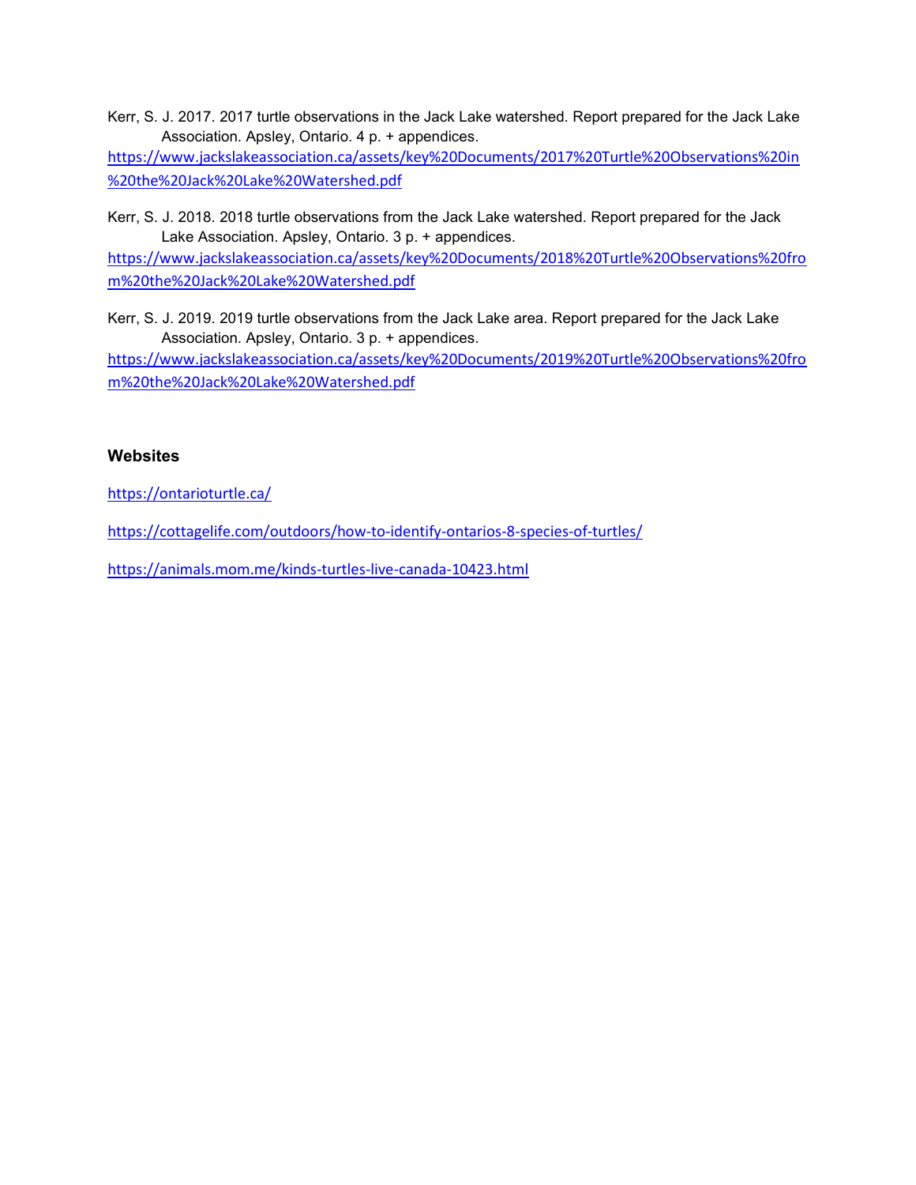Kerr, S. J. 2017. 2017 turtle observations in the Jack Lake watershed. Report prepared for the Jack Lake Association. Apsley, Ontario. 4 p. + appendices.
https://www.jackslakeassociation.ca/assets/key%20Documents/2017%20Turtle%20Observations%20in%20the%20Jack%20Lake%20Watershed.pdf

Kerr, S. J. 2018. 2018 turtle observations from the Jack Lake watershed. Report prepared for the Jack Lake Association. Apsley, Ontario. 3 p. + appendices.
https://www.jackslakeassociation.ca/assets/key%20Documents/2018%20Turtle%20Observations%20from%20the%20Jack%20Lake%20Watershed.pdf

Kerr, S. J. 2019. 2019 turtle observations from the Jack Lake area. Report prepared for the Jack Lake Association. Apsley, Ontario. 3 p. + appendices.
https://www.jackslakeassociation.ca/assets/key%20Documents/2019%20Turtle%20Observations%20from%20the%20Jack%20Lake%20Watershed.pdf

### Websites

https://ontarioturtle.ca/

https://cottagelife.com/outdoors/how-to-identify-ontarios-8-species-of-turtles/

https://animals.mom.me/kinds-turtles-live-canada-10423.html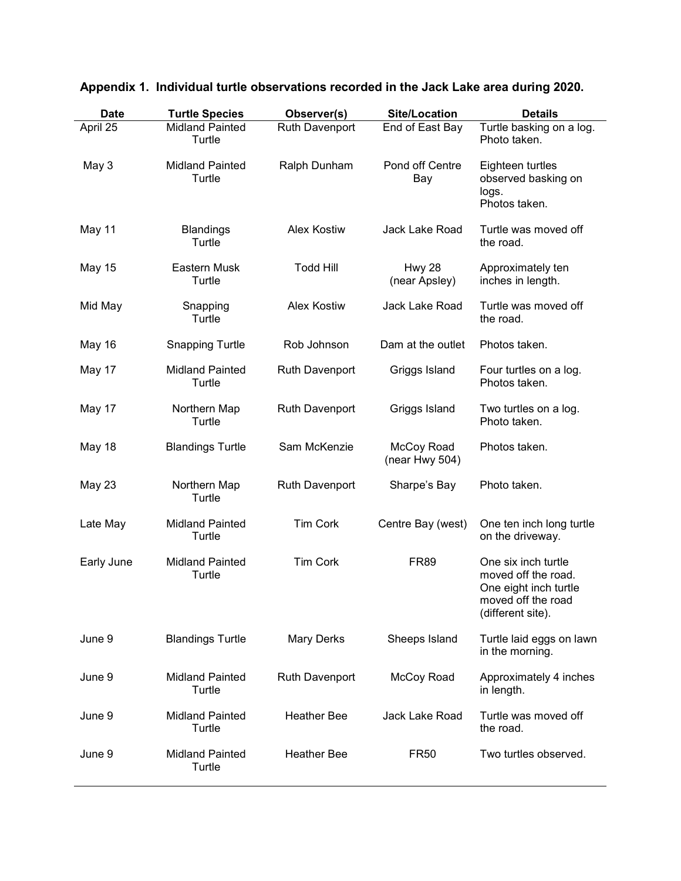**Appendix 1. Individual turtle observations recorded in the Jack Lake area during 2020.**

| Date | Turtle Species | Observer(s) | Site/Location | Details |
|---|---|---|---|---|
| April 25 | Midland Painted Turtle | Ruth Davenport | End of East Bay | Turtle basking on a log. Photo taken. |
| May 3 | Midland Painted Turtle | Ralph Dunham | Pond off Centre Bay | Eighteen turtles observed basking on logs. Photos taken. |
| May 11 | Blandings Turtle | Alex Kostiw | Jack Lake Road | Turtle was moved off the road. |
| May 15 | Eastern Musk Turtle | Todd Hill | Hwy 28 (near Apsley) | Approximately ten inches in length. |
| Mid May | Snapping Turtle | Alex Kostiw | Jack Lake Road | Turtle was moved off the road. |
| May 16 | Snapping Turtle | Rob Johnson | Dam at the outlet | Photos taken. |
| May 17 | Midland Painted Turtle | Ruth Davenport | Griggs Island | Four turtles on a log. Photos taken. |
| May 17 | Northern Map Turtle | Ruth Davenport | Griggs Island | Two turtles on a log. Photo taken. |
| May 18 | Blandings Turtle | Sam McKenzie | McCoy Road (near Hwy 504) | Photos taken. |
| May 23 | Northern Map Turtle | Ruth Davenport | Sharpe's Bay | Photo taken. |
| Late May | Midland Painted Turtle | Tim Cork | Centre Bay (west) | One ten inch long turtle on the driveway. |
| Early June | Midland Painted Turtle | Tim Cork | FR89 | One six inch turtle moved off the road. One eight inch turtle moved off the road (different site). |
| June 9 | Blandings Turtle | Mary Derks | Sheeps Island | Turtle laid eggs on lawn in the morning. |
| June 9 | Midland Painted Turtle | Ruth Davenport | McCoy Road | Approximately 4 inches in length. |
| June 9 | Midland Painted Turtle | Heather Bee | Jack Lake Road | Turtle was moved off the road. |
| June 9 | Midland Painted Turtle | Heather Bee | FR50 | Two turtles observed. |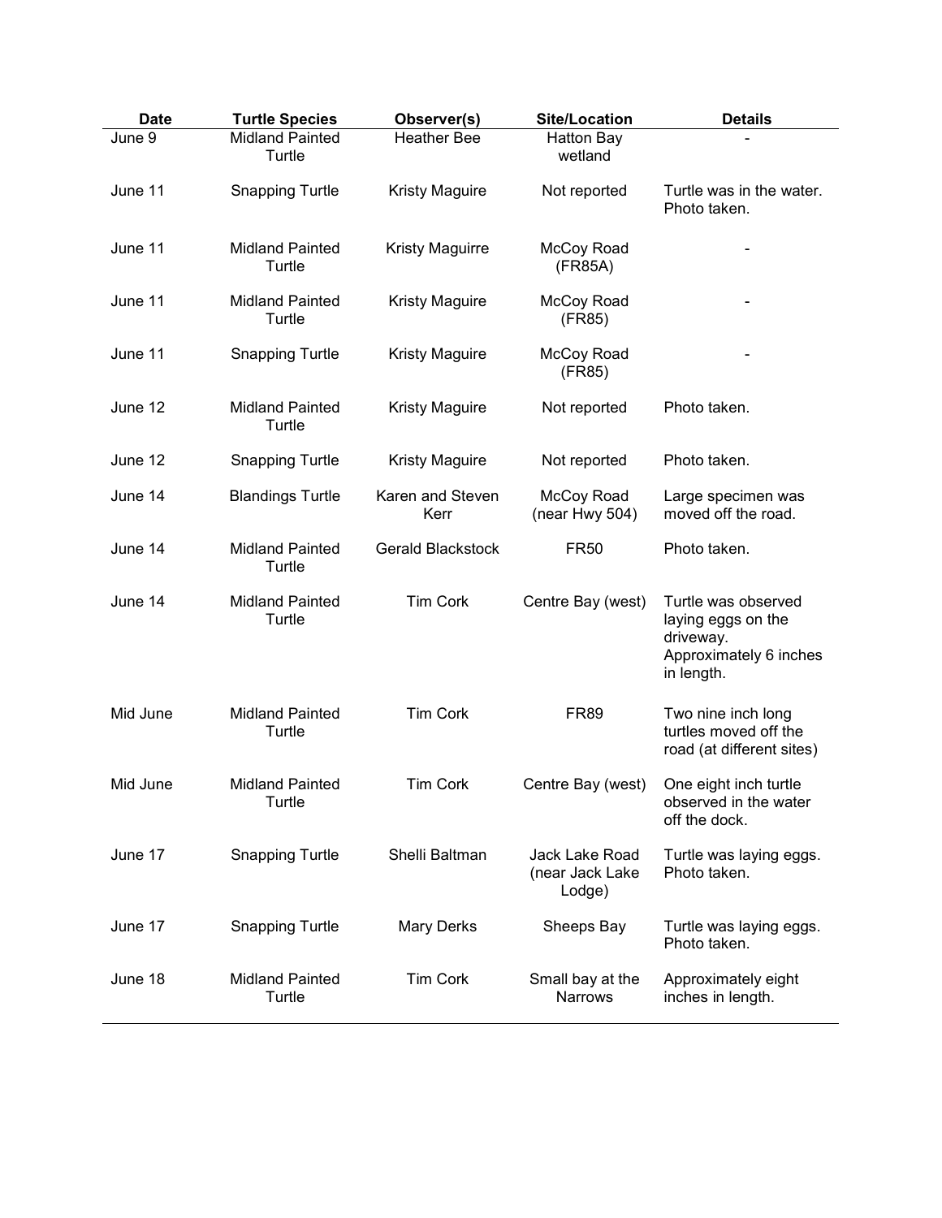| Date | Turtle Species | Observer(s) | Site/Location | Details |
|---|---|---|---|---|
| June 9 | Midland Painted Turtle | Heather Bee | Hatton Bay wetland | - |
| June 11 | Snapping Turtle | Kristy Maguire | Not reported | Turtle was in the water. Photo taken. |
| June 11 | Midland Painted Turtle | Kristy Maguirre | McCoy Road (FR85A) | - |
| June 11 | Midland Painted Turtle | Kristy Maguire | McCoy Road (FR85) | - |
| June 11 | Snapping Turtle | Kristy Maguire | McCoy Road (FR85) | - |
| June 12 | Midland Painted Turtle | Kristy Maguire | Not reported | Photo taken. |
| June 12 | Snapping Turtle | Kristy Maguire | Not reported | Photo taken. |
| June 14 | Blandings Turtle | Karen and Steven Kerr | McCoy Road (near Hwy 504) | Large specimen was moved off the road. |
| June 14 | Midland Painted Turtle | Gerald Blackstock | FR50 | Photo taken. |
| June 14 | Midland Painted Turtle | Tim Cork | Centre Bay (west) | Turtle was observed laying eggs on the driveway. Approximately 6 inches in length. |
| Mid June | Midland Painted Turtle | Tim Cork | FR89 | Two nine inch long turtles moved off the road (at different sites) |
| Mid June | Midland Painted Turtle | Tim Cork | Centre Bay (west) | One eight inch turtle observed in the water off the dock. |
| June 17 | Snapping Turtle | Shelli Baltman | Jack Lake Road (near Jack Lake Lodge) | Turtle was laying eggs. Photo taken. |
| June 17 | Snapping Turtle | Mary Derks | Sheeps Bay | Turtle was laying eggs. Photo taken. |
| June 18 | Midland Painted Turtle | Tim Cork | Small bay at the Narrows | Approximately eight inches in length. |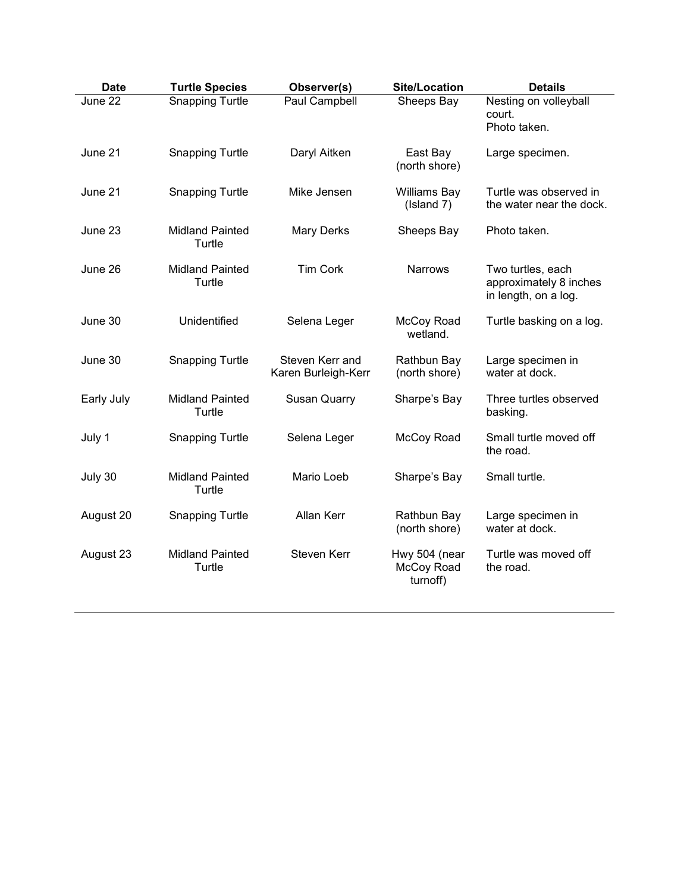| Date | Turtle Species | Observer(s) | Site/Location | Details |
|---|---|---|---|---|
| June 22 | Snapping Turtle | Paul Campbell | Sheeps Bay | Nesting on volleyball court. Photo taken. |
| June 21 | Snapping Turtle | Daryl Aitken | East Bay (north shore) | Large specimen. |
| June 21 | Snapping Turtle | Mike Jensen | Williams Bay (Island 7) | Turtle was observed in the water near the dock. |
| June 23 | Midland Painted Turtle | Mary Derks | Sheeps Bay | Photo taken. |
| June 26 | Midland Painted Turtle | Tim Cork | Narrows | Two turtles, each approximately 8 inches in length, on a log. |
| June 30 | Unidentified | Selena Leger | McCoy Road wetland. | Turtle basking on a log. |
| June 30 | Snapping Turtle | Steven Kerr and Karen Burleigh-Kerr | Rathbun Bay (north shore) | Large specimen in water at dock. |
| Early July | Midland Painted Turtle | Susan Quarry | Sharpe's Bay | Three turtles observed basking. |
| July 1 | Snapping Turtle | Selena Leger | McCoy Road | Small turtle moved off the road. |
| July 30 | Midland Painted Turtle | Mario Loeb | Sharpe's Bay | Small turtle. |
| August 20 | Snapping Turtle | Allan Kerr | Rathbun Bay (north shore) | Large specimen in water at dock. |
| August 23 | Midland Painted Turtle | Steven Kerr | Hwy 504 (near McCoy Road turnoff) | Turtle was moved off the road. |